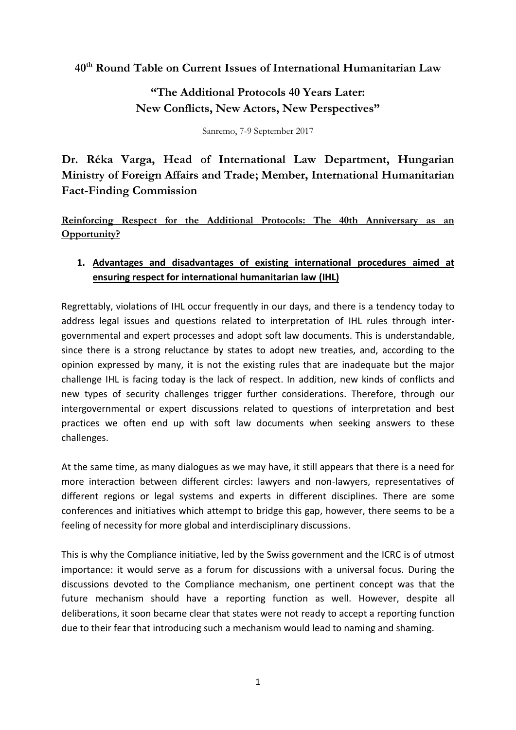**40th Round Table on Current Issues of International Humanitarian Law**

## "The Additional Protocols 40 Years Later: New Conflicts, New Actors, New Perspectives"

Sanremo, 7-9 September 2017

## Dr. Réka Varga, Head of International Law Department, Hungarian Ministry of Foreign Affairs and Trade; Member, International Humanitarian Fact-Finding Commission

**Reinforcing Respect for the Additional Protocols: The 40th Anniversary as an Opportunity?**

### 1. Advantages and disadvantages of existing international procedures aimed at ensuring respect for international humanitarian law (IHL)

Regrettably, violations of IHL occur frequently in our days, and there is a tendency today to address legal issues and questions related to interpretation of IHL rules through inter-governmental and expert processes and adopt soft law documents. This is understandable, since there is a strong reluctance by states to adopt new treaties, and, according to the opinion expressed by many, it is not the existing rules that are inadequate but the major challenge IHL is facing today is the lack of respect. In addition, new kinds of conflicts and new types of security challenges trigger further considerations. Therefore, through our intergovernmental or expert discussions related to questions of interpretation and best practices we often end up with soft law documents when seeking answers to these challenges.

At the same time, as many dialogues as we may have, it still appears that there is a need for more interaction between different circles: lawyers and non-lawyers, representatives of different regions or legal systems and experts in different disciplines. There are some conferences and initiatives which attempt to bridge this gap, however, there seems to be a feeling of necessity for more global and interdisciplinary discussions.

This is why the Compliance initiative, led by the Swiss government and the ICRC is of utmost importance: it would serve as a forum for discussions with a universal focus. During the discussions devoted to the Compliance mechanism, one pertinent concept was that the future mechanism should have a reporting function as well. However, despite all deliberations, it soon became clear that states were not ready to accept a reporting function due to their fear that introducing such a mechanism would lead to naming and shaming.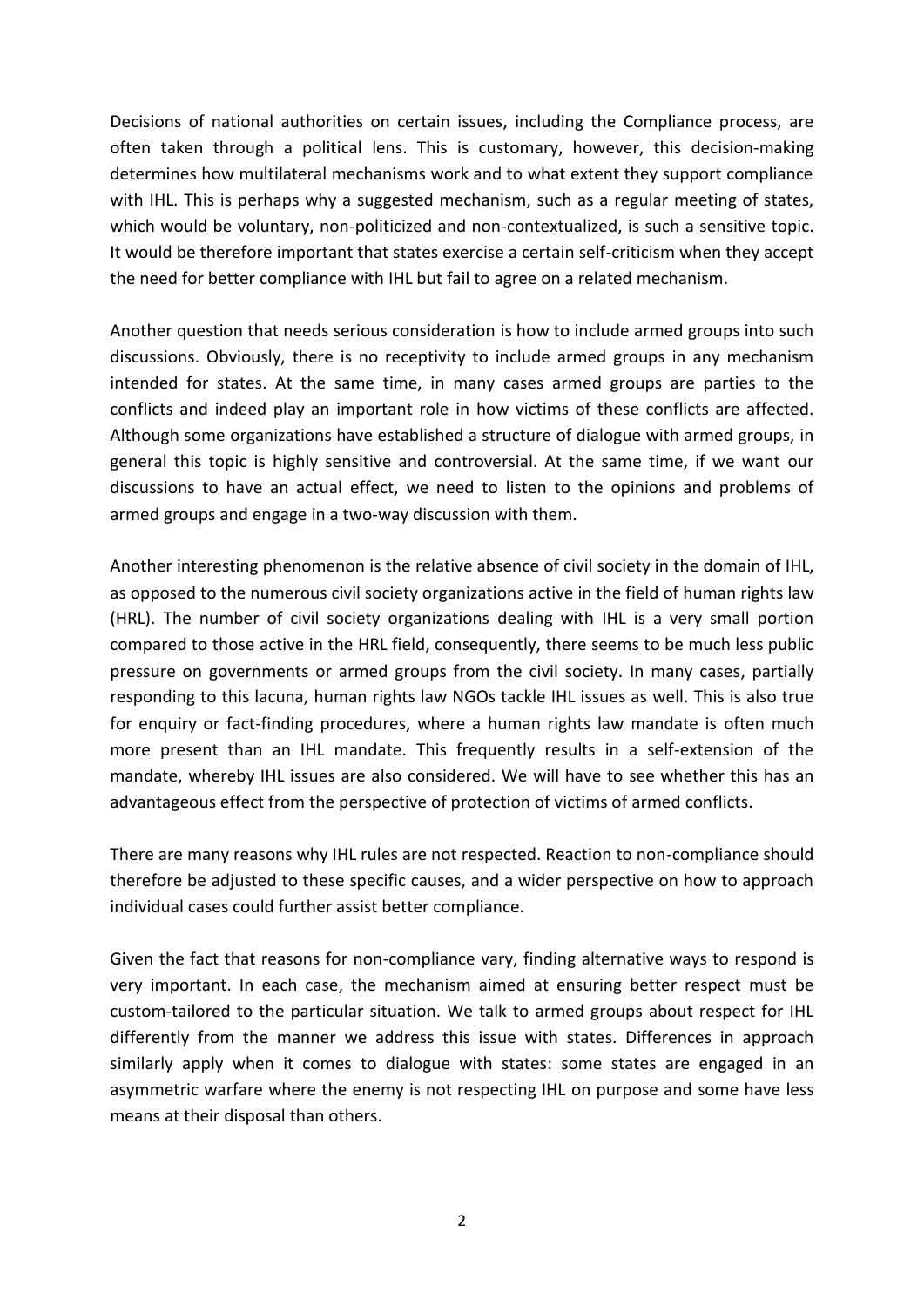Decisions of national authorities on certain issues, including the Compliance process, are often taken through a political lens. This is customary, however, this decision-making determines how multilateral mechanisms work and to what extent they support compliance with IHL. This is perhaps why a suggested mechanism, such as a regular meeting of states, which would be voluntary, non-politicized and non-contextualized, is such a sensitive topic. It would be therefore important that states exercise a certain self-criticism when they accept the need for better compliance with IHL but fail to agree on a related mechanism.

Another question that needs serious consideration is how to include armed groups into such discussions. Obviously, there is no receptivity to include armed groups in any mechanism intended for states. At the same time, in many cases armed groups are parties to the conflicts and indeed play an important role in how victims of these conflicts are affected. Although some organizations have established a structure of dialogue with armed groups, in general this topic is highly sensitive and controversial. At the same time, if we want our discussions to have an actual effect, we need to listen to the opinions and problems of armed groups and engage in a two-way discussion with them.

Another interesting phenomenon is the relative absence of civil society in the domain of IHL, as opposed to the numerous civil society organizations active in the field of human rights law (HRL). The number of civil society organizations dealing with IHL is a very small portion compared to those active in the HRL field, consequently, there seems to be much less public pressure on governments or armed groups from the civil society. In many cases, partially responding to this lacuna, human rights law NGOs tackle IHL issues as well. This is also true for enquiry or fact-finding procedures, where a human rights law mandate is often much more present than an IHL mandate. This frequently results in a self-extension of the mandate, whereby IHL issues are also considered. We will have to see whether this has an advantageous effect from the perspective of protection of victims of armed conflicts.

There are many reasons why IHL rules are not respected. Reaction to non-compliance should therefore be adjusted to these specific causes, and a wider perspective on how to approach individual cases could further assist better compliance.

Given the fact that reasons for non-compliance vary, finding alternative ways to respond is very important. In each case, the mechanism aimed at ensuring better respect must be custom-tailored to the particular situation. We talk to armed groups about respect for IHL differently from the manner we address this issue with states. Differences in approach similarly apply when it comes to dialogue with states: some states are engaged in an asymmetric warfare where the enemy is not respecting IHL on purpose and some have less means at their disposal than others.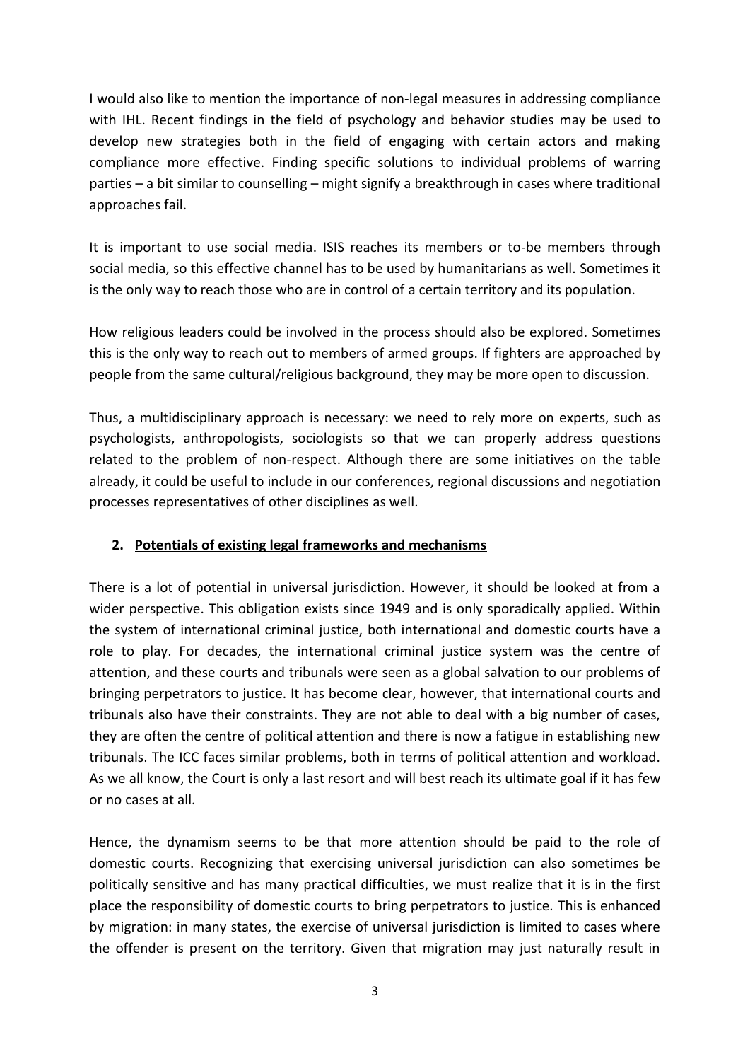I would also like to mention the importance of non-legal measures in addressing compliance with IHL. Recent findings in the field of psychology and behavior studies may be used to develop new strategies both in the field of engaging with certain actors and making compliance more effective. Finding specific solutions to individual problems of warring parties – a bit similar to counselling – might signify a breakthrough in cases where traditional approaches fail.

It is important to use social media. ISIS reaches its members or to-be members through social media, so this effective channel has to be used by humanitarians as well. Sometimes it is the only way to reach those who are in control of a certain territory and its population.

How religious leaders could be involved in the process should also be explored. Sometimes this is the only way to reach out to members of armed groups. If fighters are approached by people from the same cultural/religious background, they may be more open to discussion.

Thus, a multidisciplinary approach is necessary: we need to rely more on experts, such as psychologists, anthropologists, sociologists so that we can properly address questions related to the problem of non-respect. Although there are some initiatives on the table already, it could be useful to include in our conferences, regional discussions and negotiation processes representatives of other disciplines as well.

## 2. Potentials of existing legal frameworks and mechanisms

There is a lot of potential in universal jurisdiction. However, it should be looked at from a wider perspective. This obligation exists since 1949 and is only sporadically applied. Within the system of international criminal justice, both international and domestic courts have a role to play. For decades, the international criminal justice system was the centre of attention, and these courts and tribunals were seen as a global salvation to our problems of bringing perpetrators to justice. It has become clear, however, that international courts and tribunals also have their constraints. They are not able to deal with a big number of cases, they are often the centre of political attention and there is now a fatigue in establishing new tribunals. The ICC faces similar problems, both in terms of political attention and workload. As we all know, the Court is only a last resort and will best reach its ultimate goal if it has few or no cases at all.

Hence, the dynamism seems to be that more attention should be paid to the role of domestic courts. Recognizing that exercising universal jurisdiction can also sometimes be politically sensitive and has many practical difficulties, we must realize that it is in the first place the responsibility of domestic courts to bring perpetrators to justice. This is enhanced by migration: in many states, the exercise of universal jurisdiction is limited to cases where the offender is present on the territory. Given that migration may just naturally result in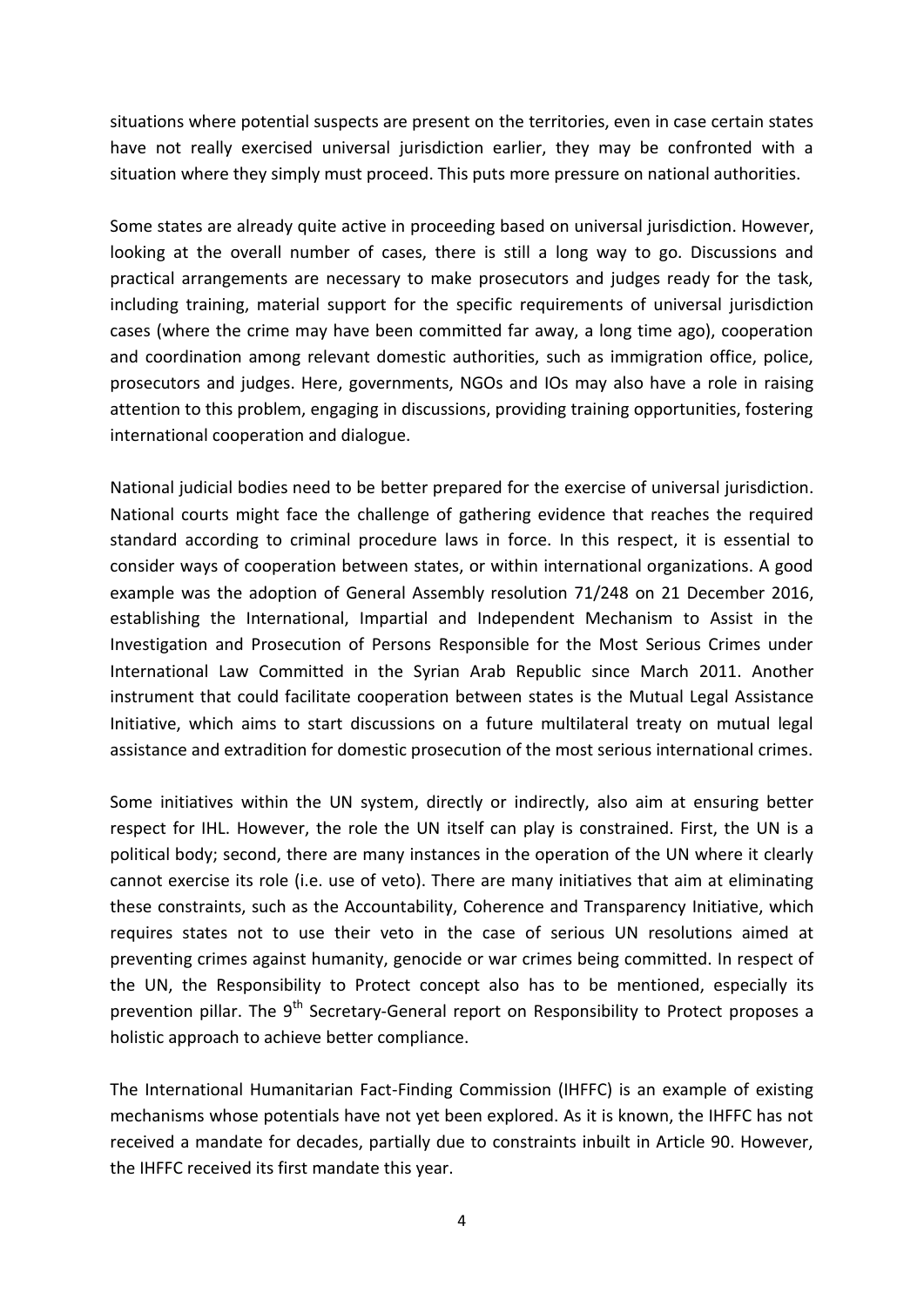situations where potential suspects are present on the territories, even in case certain states have not really exercised universal jurisdiction earlier, they may be confronted with a situation where they simply must proceed. This puts more pressure on national authorities.

Some states are already quite active in proceeding based on universal jurisdiction. However, looking at the overall number of cases, there is still a long way to go. Discussions and practical arrangements are necessary to make prosecutors and judges ready for the task, including training, material support for the specific requirements of universal jurisdiction cases (where the crime may have been committed far away, a long time ago), cooperation and coordination among relevant domestic authorities, such as immigration office, police, prosecutors and judges. Here, governments, NGOs and IOs may also have a role in raising attention to this problem, engaging in discussions, providing training opportunities, fostering international cooperation and dialogue.

National judicial bodies need to be better prepared for the exercise of universal jurisdiction. National courts might face the challenge of gathering evidence that reaches the required standard according to criminal procedure laws in force. In this respect, it is essential to consider ways of cooperation between states, or within international organizations. A good example was the adoption of General Assembly resolution 71/248 on 21 December 2016, establishing the International, Impartial and Independent Mechanism to Assist in the Investigation and Prosecution of Persons Responsible for the Most Serious Crimes under International Law Committed in the Syrian Arab Republic since March 2011. Another instrument that could facilitate cooperation between states is the Mutual Legal Assistance Initiative, which aims to start discussions on a future multilateral treaty on mutual legal assistance and extradition for domestic prosecution of the most serious international crimes.

Some initiatives within the UN system, directly or indirectly, also aim at ensuring better respect for IHL. However, the role the UN itself can play is constrained. First, the UN is a political body; second, there are many instances in the operation of the UN where it clearly cannot exercise its role (i.e. use of veto). There are many initiatives that aim at eliminating these constraints, such as the Accountability, Coherence and Transparency Initiative, which requires states not to use their veto in the case of serious UN resolutions aimed at preventing crimes against humanity, genocide or war crimes being committed. In respect of the UN, the Responsibility to Protect concept also has to be mentioned, especially its prevention pillar. The 9th Secretary-General report on Responsibility to Protect proposes a holistic approach to achieve better compliance.

The International Humanitarian Fact-Finding Commission (IHFFC) is an example of existing mechanisms whose potentials have not yet been explored. As it is known, the IHFFC has not received a mandate for decades, partially due to constraints inbuilt in Article 90. However, the IHFFC received its first mandate this year.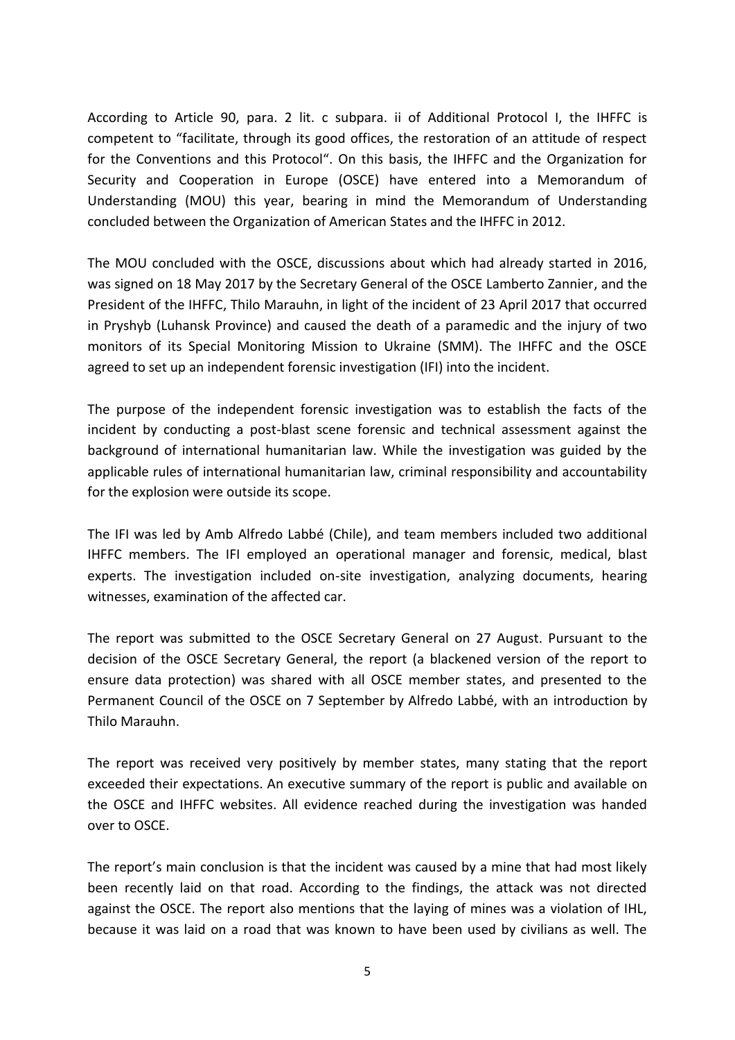According to Article 90, para. 2 lit. c subpara. ii of Additional Protocol I, the IHFFC is competent to "facilitate, through its good offices, the restoration of an attitude of respect for the Conventions and this Protocol". On this basis, the IHFFC and the Organization for Security and Cooperation in Europe (OSCE) have entered into a Memorandum of Understanding (MOU) this year, bearing in mind the Memorandum of Understanding concluded between the Organization of American States and the IHFFC in 2012.

The MOU concluded with the OSCE, discussions about which had already started in 2016, was signed on 18 May 2017 by the Secretary General of the OSCE Lamberto Zannier, and the President of the IHFFC, Thilo Marauhn, in light of the incident of 23 April 2017 that occurred in Pryshyb (Luhansk Province) and caused the death of a paramedic and the injury of two monitors of its Special Monitoring Mission to Ukraine (SMM). The IHFFC and the OSCE agreed to set up an independent forensic investigation (IFI) into the incident.

The purpose of the independent forensic investigation was to establish the facts of the incident by conducting a post-blast scene forensic and technical assessment against the background of international humanitarian law. While the investigation was guided by the applicable rules of international humanitarian law, criminal responsibility and accountability for the explosion were outside its scope.

The IFI was led by Amb Alfredo Labbé (Chile), and team members included two additional IHFFC members. The IFI employed an operational manager and forensic, medical, blast experts. The investigation included on-site investigation, analyzing documents, hearing witnesses, examination of the affected car.

The report was submitted to the OSCE Secretary General on 27 August. Pursuant to the decision of the OSCE Secretary General, the report (a blackened version of the report to ensure data protection) was shared with all OSCE member states, and presented to the Permanent Council of the OSCE on 7 September by Alfredo Labbé, with an introduction by Thilo Marauhn.

The report was received very positively by member states, many stating that the report exceeded their expectations. An executive summary of the report is public and available on the OSCE and IHFFC websites. All evidence reached during the investigation was handed over to OSCE.

The report's main conclusion is that the incident was caused by a mine that had most likely been recently laid on that road. According to the findings, the attack was not directed against the OSCE. The report also mentions that the laying of mines was a violation of IHL, because it was laid on a road that was known to have been used by civilians as well. The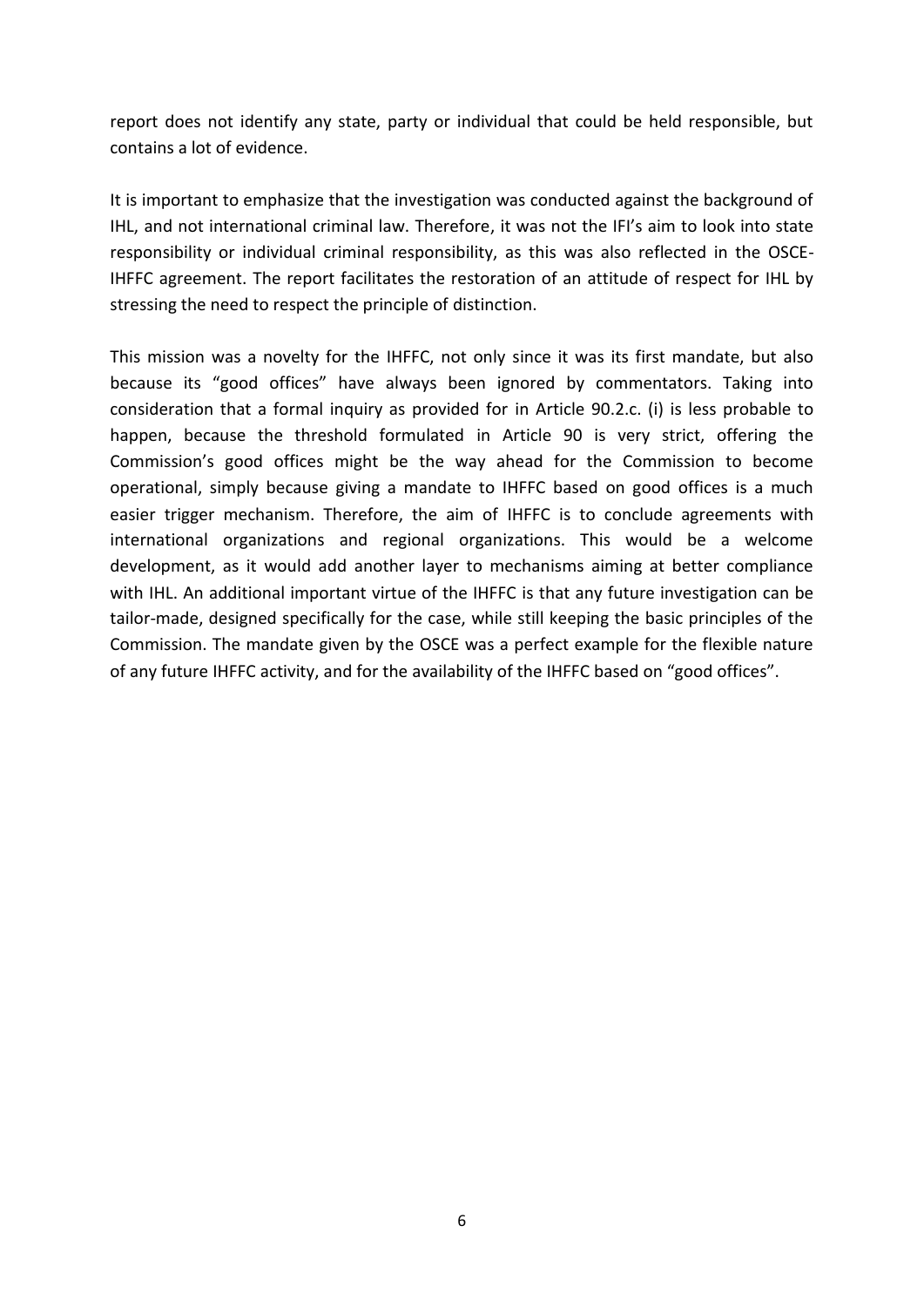report does not identify any state, party or individual that could be held responsible, but contains a lot of evidence.

It is important to emphasize that the investigation was conducted against the background of IHL, and not international criminal law. Therefore, it was not the IFI's aim to look into state responsibility or individual criminal responsibility, as this was also reflected in the OSCE-IHFFC agreement. The report facilitates the restoration of an attitude of respect for IHL by stressing the need to respect the principle of distinction.

This mission was a novelty for the IHFFC, not only since it was its first mandate, but also because its "good offices" have always been ignored by commentators. Taking into consideration that a formal inquiry as provided for in Article 90.2.c. (i) is less probable to happen, because the threshold formulated in Article 90 is very strict, offering the Commission's good offices might be the way ahead for the Commission to become operational, simply because giving a mandate to IHFFC based on good offices is a much easier trigger mechanism. Therefore, the aim of IHFFC is to conclude agreements with international organizations and regional organizations. This would be a welcome development, as it would add another layer to mechanisms aiming at better compliance with IHL. An additional important virtue of the IHFFC is that any future investigation can be tailor-made, designed specifically for the case, while still keeping the basic principles of the Commission. The mandate given by the OSCE was a perfect example for the flexible nature of any future IHFFC activity, and for the availability of the IHFFC based on "good offices".